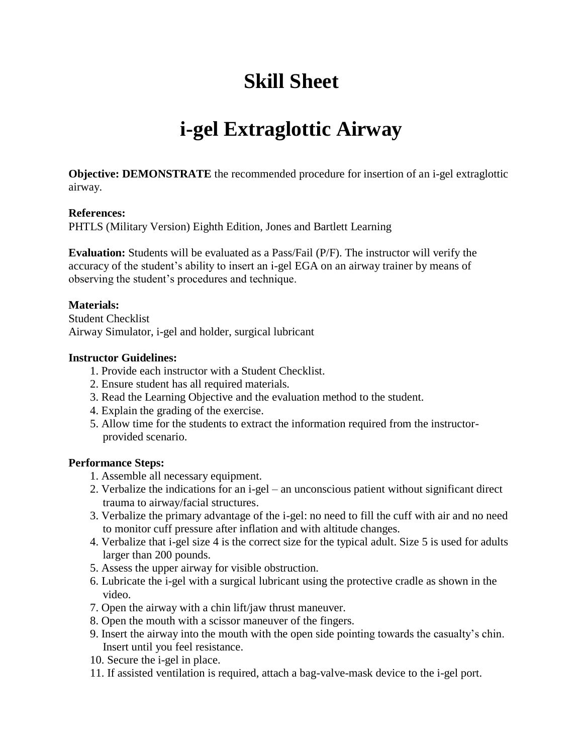# Skill Sheet

# i-gel Extraglottic Airway

**Objective: DEMONSTRATE** the recommended procedure for insertion of an i-gel extraglottic airway.

**References:**
PHTLS (Military Version) Eighth Edition, Jones and Bartlett Learning

**Evaluation:** Students will be evaluated as a Pass/Fail (P/F). The instructor will verify the accuracy of the student's ability to insert an i-gel EGA on an airway trainer by means of observing the student's procedures and technique.

**Materials:**
Student Checklist
Airway Simulator, i-gel and holder, surgical lubricant

**Instructor Guidelines:**

1. Provide each instructor with a Student Checklist.
2. Ensure student has all required materials.
3. Read the Learning Objective and the evaluation method to the student.
4. Explain the grading of the exercise.
5. Allow time for the students to extract the information required from the instructor-provided scenario.

**Performance Steps:**

1. Assemble all necessary equipment.
2. Verbalize the indications for an i-gel – an unconscious patient without significant direct trauma to airway/facial structures.
3. Verbalize the primary advantage of the i-gel: no need to fill the cuff with air and no need to monitor cuff pressure after inflation and with altitude changes.
4. Verbalize that i-gel size 4 is the correct size for the typical adult. Size 5 is used for adults larger than 200 pounds.
5. Assess the upper airway for visible obstruction.
6. Lubricate the i-gel with a surgical lubricant using the protective cradle as shown in the video.
7. Open the airway with a chin lift/jaw thrust maneuver.
8. Open the mouth with a scissor maneuver of the fingers.
9. Insert the airway into the mouth with the open side pointing towards the casualty's chin. Insert until you feel resistance.
10. Secure the i-gel in place.
11. If assisted ventilation is required, attach a bag-valve-mask device to the i-gel port.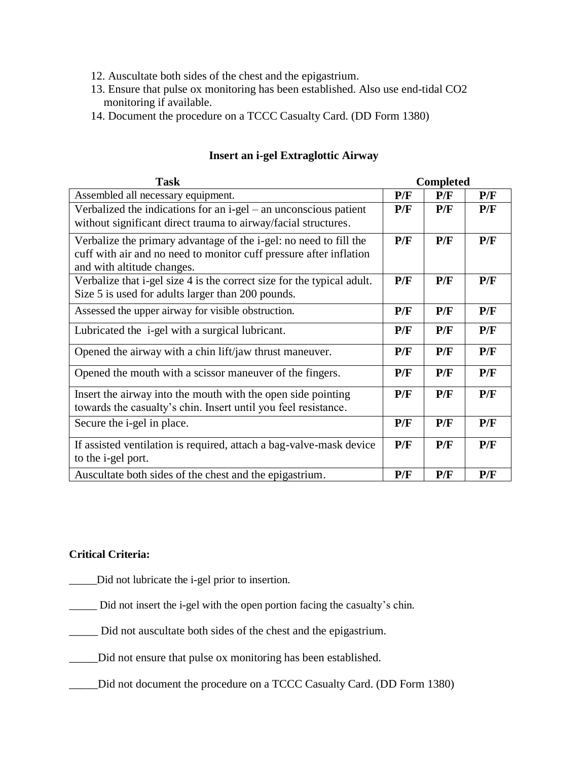12. Auscultate both sides of the chest and the epigastrium.
13. Ensure that pulse ox monitoring has been established. Also use end-tidal CO2 monitoring if available.
14. Document the procedure on a TCCC Casualty Card. (DD Form 1380)

## Insert an i-gel Extraglottic Airway

| Task | Completed | | |
|---|---|---|---|
| Assembled all necessary equipment. | **P/F** | **P/F** | **P/F** |
| Verbalized the indications for an i-gel – an unconscious patient without significant direct trauma to airway/facial structures. | **P/F** | **P/F** | **P/F** |
| Verbalize the primary advantage of the i-gel: no need to fill the cuff with air and no need to monitor cuff pressure after inflation and with altitude changes. | **P/F** | **P/F** | **P/F** |
| Verbalize that i-gel size 4 is the correct size for the typical adult. Size 5 is used for adults larger than 200 pounds. | **P/F** | **P/F** | **P/F** |
| Assessed the upper airway for visible obstruction. | **P/F** | **P/F** | **P/F** |
| Lubricated the i-gel with a surgical lubricant. | **P/F** | **P/F** | **P/F** |
| Opened the airway with a chin lift/jaw thrust maneuver. | **P/F** | **P/F** | **P/F** |
| Opened the mouth with a scissor maneuver of the fingers. | **P/F** | **P/F** | **P/F** |
| Insert the airway into the mouth with the open side pointing towards the casualty's chin. Insert until you feel resistance. | **P/F** | **P/F** | **P/F** |
| Secure the i-gel in place. | **P/F** | **P/F** | **P/F** |
| If assisted ventilation is required, attach a bag-valve-mask device to the i-gel port. | **P/F** | **P/F** | **P/F** |
| Auscultate both sides of the chest and the epigastrium. | **P/F** | **P/F** | **P/F** |

**Critical Criteria:**

_____Did not lubricate the i-gel prior to insertion.

_____ Did not insert the i-gel with the open portion facing the casualty's chin.

_____ Did not auscultate both sides of the chest and the epigastrium.

_____Did not ensure that pulse ox monitoring has been established.

_____Did not document the procedure on a TCCC Casualty Card. (DD Form 1380)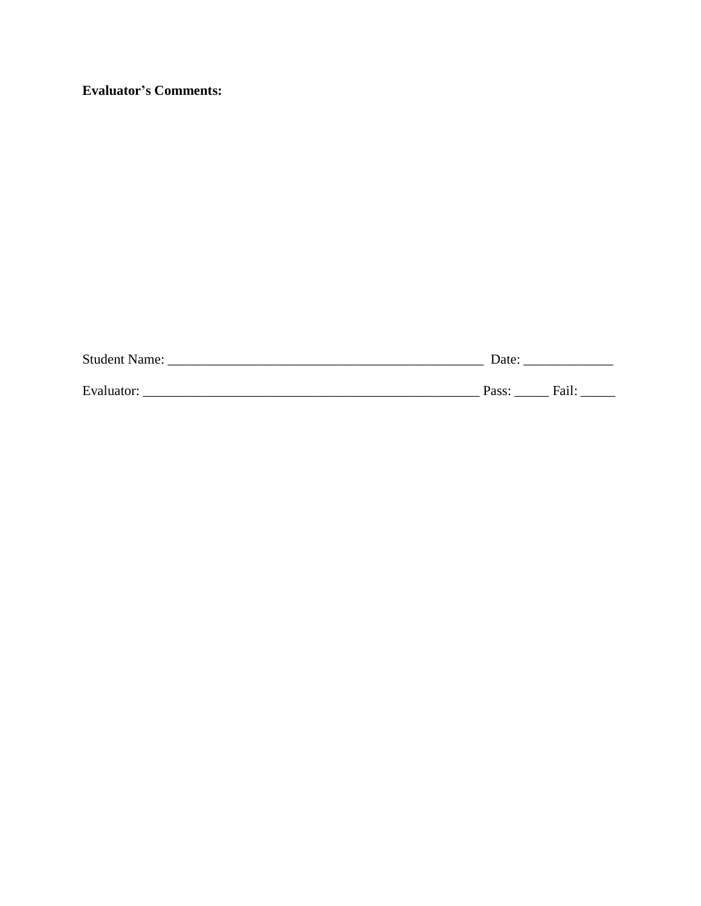**Evaluator's Comments:**

Student Name: _______________________________________________ Date: _____________

Evaluator: __________________________________________________ Pass: _____ Fail: _____